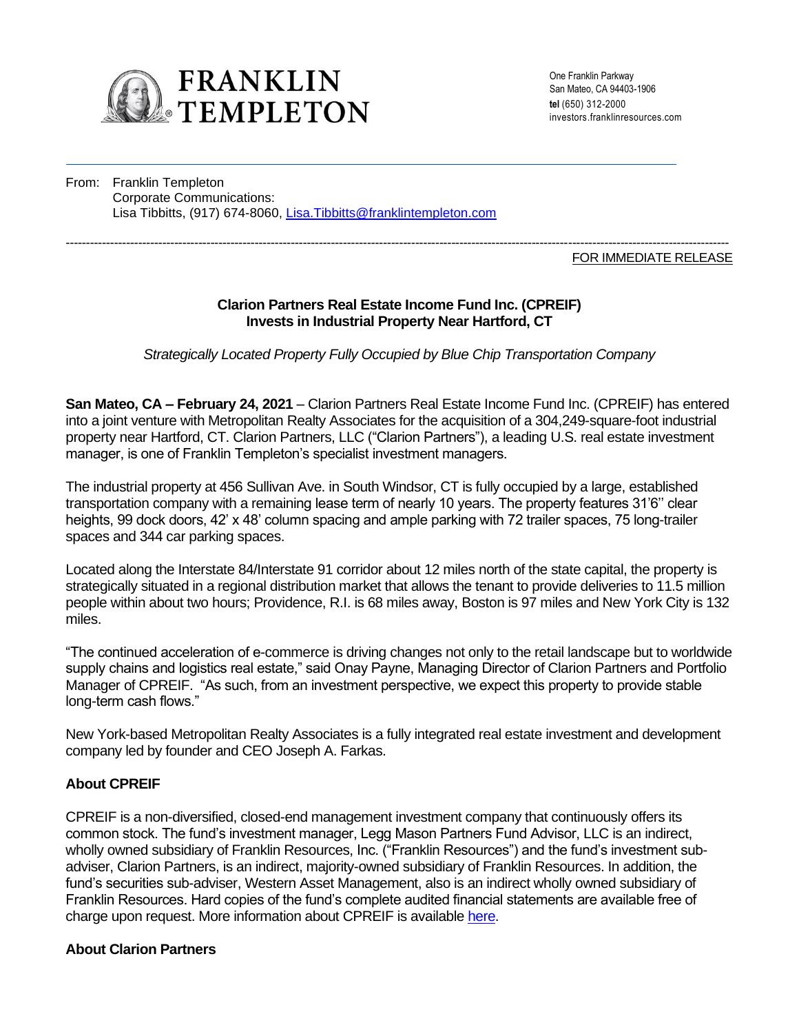**FRANKLIN TEMPLETON**

One Franklin Parkway
San Mateo, CA 94403-1906
**tel** (650) 312-2000
investors.franklinresources.com

From: Franklin Templeton
Corporate Communications:
Lisa Tibbitts, (917) 674-8060, [Lisa.Tibbitts@franklintempleton.com](mailto:Lisa.Tibbitts@franklintempleton.com)

---

FOR IMMEDIATE RELEASE

## Clarion Partners Real Estate Income Fund Inc. (CPREIF) Invests in Industrial Property Near Hartford, CT

*Strategically Located Property Fully Occupied by Blue Chip Transportation Company*

**San Mateo, CA – February 24, 2021** – Clarion Partners Real Estate Income Fund Inc. (CPREIF) has entered into a joint venture with Metropolitan Realty Associates for the acquisition of a 304,249-square-foot industrial property near Hartford, CT. Clarion Partners, LLC ("Clarion Partners"), a leading U.S. real estate investment manager, is one of Franklin Templeton's specialist investment managers.

The industrial property at 456 Sullivan Ave. in South Windsor, CT is fully occupied by a large, established transportation company with a remaining lease term of nearly 10 years. The property features 31'6'' clear heights, 99 dock doors, 42' x 48' column spacing and ample parking with 72 trailer spaces, 75 long-trailer spaces and 344 car parking spaces.

Located along the Interstate 84/Interstate 91 corridor about 12 miles north of the state capital, the property is strategically situated in a regional distribution market that allows the tenant to provide deliveries to 11.5 million people within about two hours; Providence, R.I. is 68 miles away, Boston is 97 miles and New York City is 132 miles.

"The continued acceleration of e-commerce is driving changes not only to the retail landscape but to worldwide supply chains and logistics real estate," said Onay Payne, Managing Director of Clarion Partners and Portfolio Manager of CPREIF. "As such, from an investment perspective, we expect this property to provide stable long-term cash flows."

New York-based Metropolitan Realty Associates is a fully integrated real estate investment and development company led by founder and CEO Joseph A. Farkas.

### About CPREIF

CPREIF is a non-diversified, closed-end management investment company that continuously offers its common stock. The fund's investment manager, Legg Mason Partners Fund Advisor, LLC is an indirect, wholly owned subsidiary of Franklin Resources, Inc. ("Franklin Resources") and the fund's investment sub-adviser, Clarion Partners, is an indirect, majority-owned subsidiary of Franklin Resources. In addition, the fund's securities sub-adviser, Western Asset Management, also is an indirect wholly owned subsidiary of Franklin Resources. Hard copies of the fund's complete audited financial statements are available free of charge upon request. More information about CPREIF is available here.

### About Clarion Partners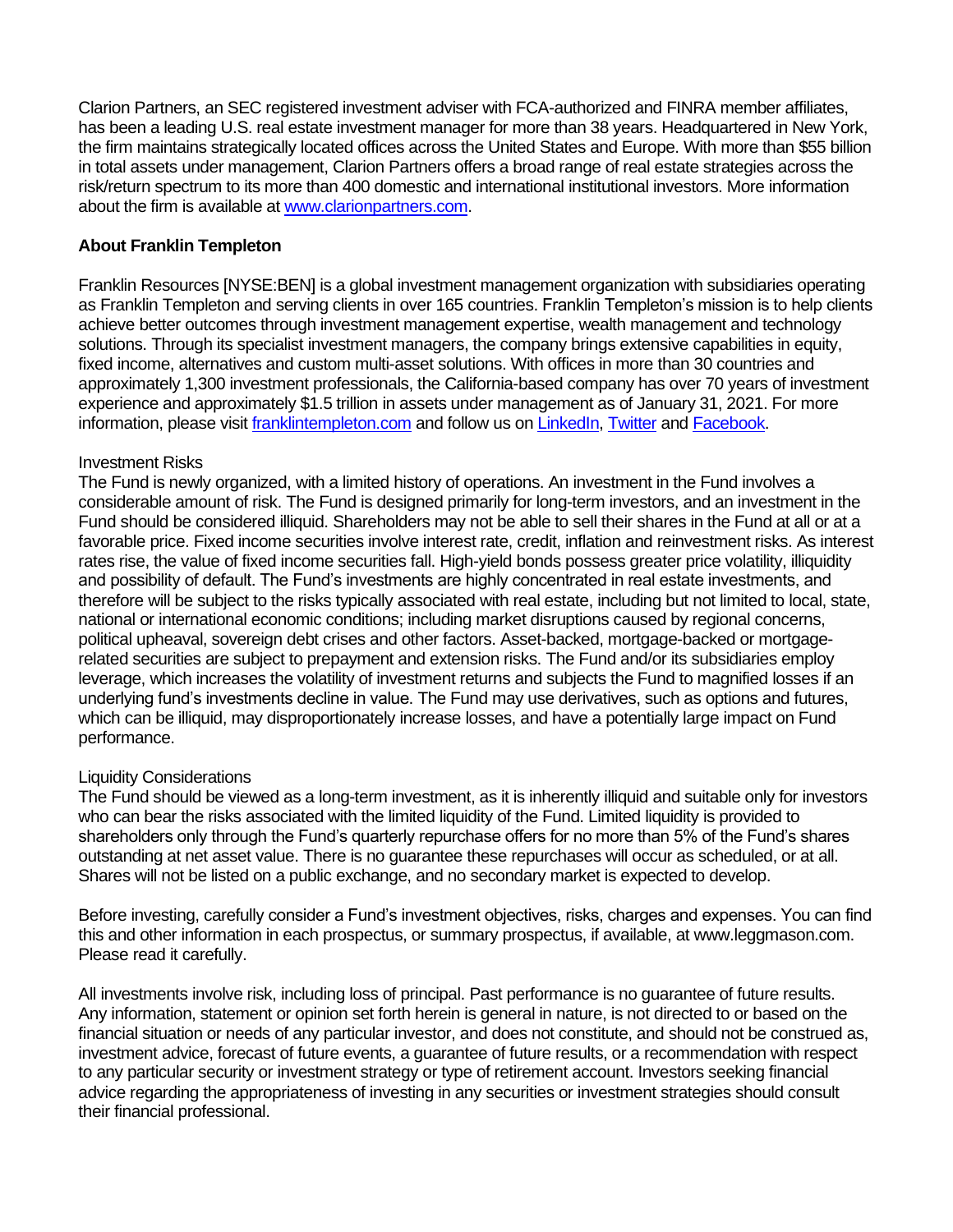Clarion Partners, an SEC registered investment adviser with FCA-authorized and FINRA member affiliates, has been a leading U.S. real estate investment manager for more than 38 years. Headquartered in New York, the firm maintains strategically located offices across the United States and Europe. With more than $55 billion in total assets under management, Clarion Partners offers a broad range of real estate strategies across the risk/return spectrum to its more than 400 domestic and international institutional investors. More information about the firm is available at [www.clarionpartners.com](http://www.clarionpartners.com).

**About Franklin Templeton**

Franklin Resources [NYSE:BEN] is a global investment management organization with subsidiaries operating as Franklin Templeton and serving clients in over 165 countries. Franklin Templeton's mission is to help clients achieve better outcomes through investment management expertise, wealth management and technology solutions. Through its specialist investment managers, the company brings extensive capabilities in equity, fixed income, alternatives and custom multi-asset solutions. With offices in more than 30 countries and approximately 1,300 investment professionals, the California-based company has over 70 years of investment experience and approximately $1.5 trillion in assets under management as of January 31, 2021. For more information, please visit [franklintempleton.com](http://franklintempleton.com) and follow us on [LinkedIn](), [Twitter]() and [Facebook]().

Investment Risks
The Fund is newly organized, with a limited history of operations. An investment in the Fund involves a considerable amount of risk. The Fund is designed primarily for long-term investors, and an investment in the Fund should be considered illiquid. Shareholders may not be able to sell their shares in the Fund at all or at a favorable price. Fixed income securities involve interest rate, credit, inflation and reinvestment risks. As interest rates rise, the value of fixed income securities fall. High-yield bonds possess greater price volatility, illiquidity and possibility of default. The Fund's investments are highly concentrated in real estate investments, and therefore will be subject to the risks typically associated with real estate, including but not limited to local, state, national or international economic conditions; including market disruptions caused by regional concerns, political upheaval, sovereign debt crises and other factors. Asset-backed, mortgage-backed or mortgage-related securities are subject to prepayment and extension risks. The Fund and/or its subsidiaries employ leverage, which increases the volatility of investment returns and subjects the Fund to magnified losses if an underlying fund's investments decline in value. The Fund may use derivatives, such as options and futures, which can be illiquid, may disproportionately increase losses, and have a potentially large impact on Fund performance.

Liquidity Considerations
The Fund should be viewed as a long-term investment, as it is inherently illiquid and suitable only for investors who can bear the risks associated with the limited liquidity of the Fund. Limited liquidity is provided to shareholders only through the Fund's quarterly repurchase offers for no more than 5% of the Fund's shares outstanding at net asset value. There is no guarantee these repurchases will occur as scheduled, or at all. Shares will not be listed on a public exchange, and no secondary market is expected to develop.

Before investing, carefully consider a Fund's investment objectives, risks, charges and expenses. You can find this and other information in each prospectus, or summary prospectus, if available, at www.leggmason.com. Please read it carefully.

All investments involve risk, including loss of principal. Past performance is no guarantee of future results. Any information, statement or opinion set forth herein is general in nature, is not directed to or based on the financial situation or needs of any particular investor, and does not constitute, and should not be construed as, investment advice, forecast of future events, a guarantee of future results, or a recommendation with respect to any particular security or investment strategy or type of retirement account. Investors seeking financial advice regarding the appropriateness of investing in any securities or investment strategies should consult their financial professional.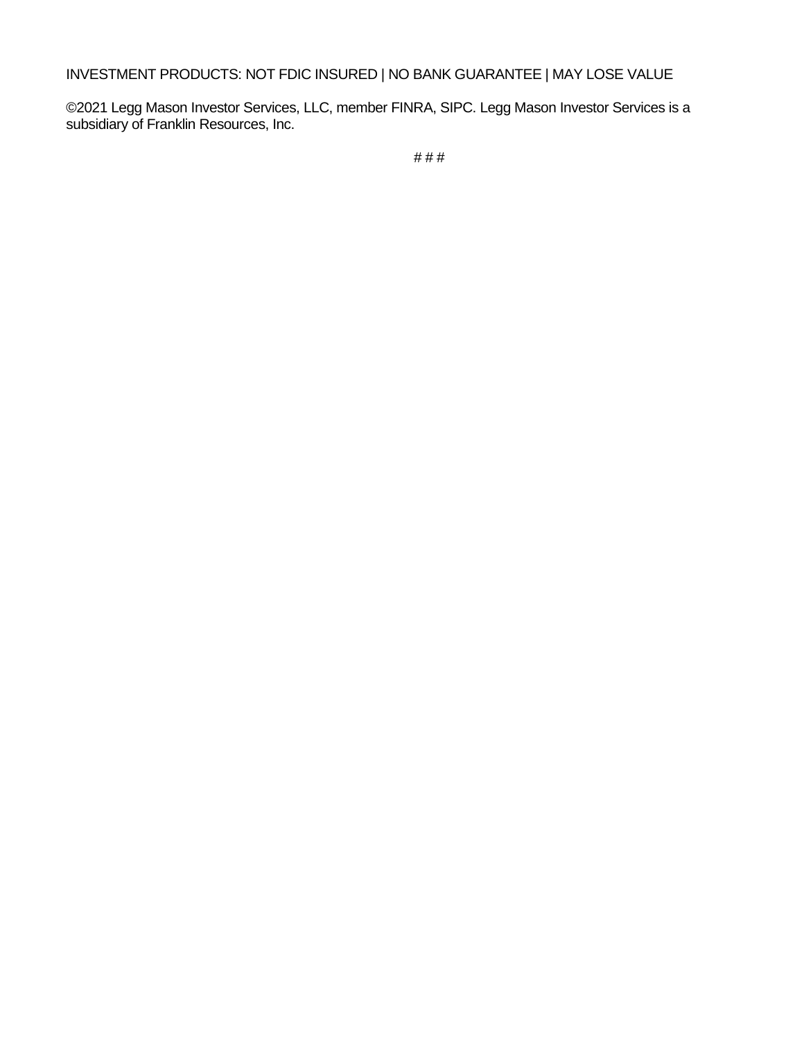INVESTMENT PRODUCTS: NOT FDIC INSURED | NO BANK GUARANTEE | MAY LOSE VALUE

©2021 Legg Mason Investor Services, LLC, member FINRA, SIPC. Legg Mason Investor Services is a subsidiary of Franklin Resources, Inc.

# # #